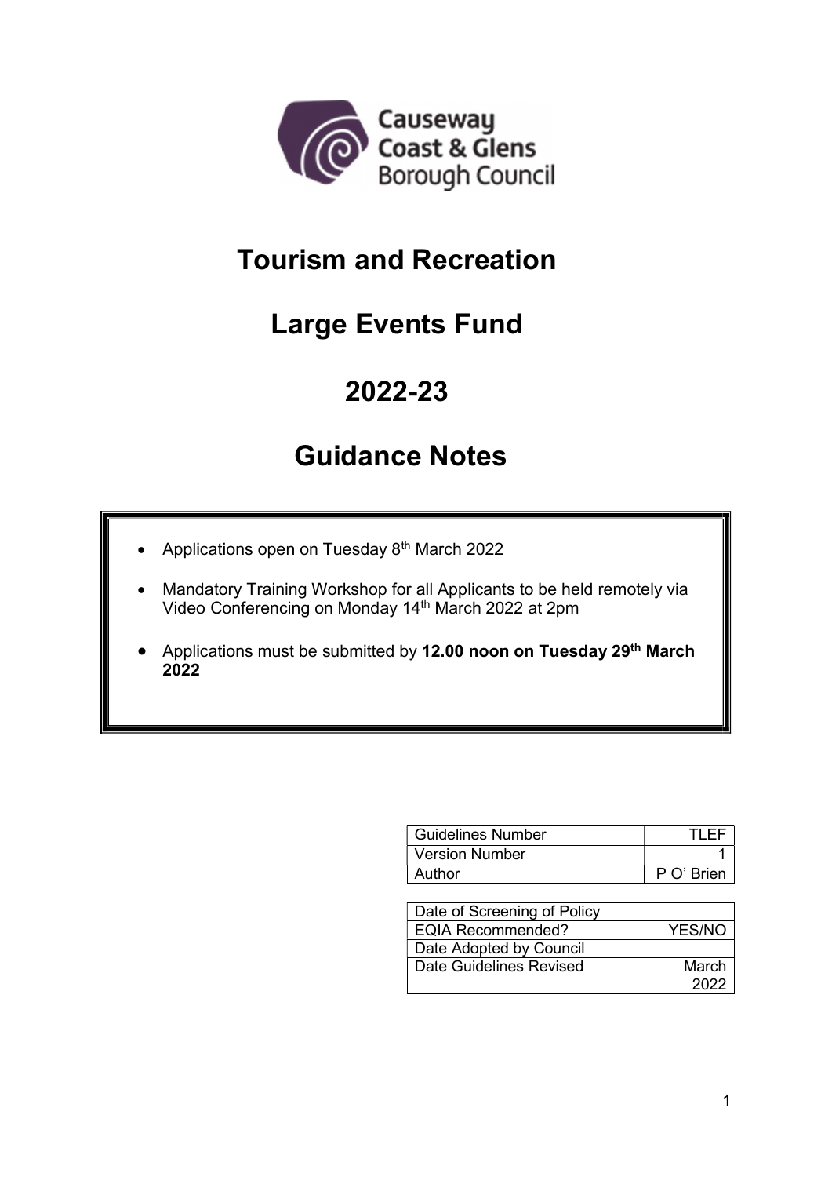Causeway Coast & Glens Borough Council

# Tourism and Recreation

# Large Events Fund

# 2022-23

# Guidance Notes

- Applications open on Tuesday 8th March 2022
- Mandatory Training Workshop for all Applicants to be held remotely via Video Conferencing on Monday 14th March 2022 at 2pm
- Applications must be submitted by **12.00 noon on Tuesday 29th March 2022**

| | |
|---|---|
| Guidelines Number | TLEF |
| Version Number | 1 |
| Author | P O' Brien |

| | |
|---|---|
| Date of Screening of Policy | |
| EQIA Recommended? | YES/NO |
| Date Adopted by Council | |
| Date Guidelines Revised | March 2022 |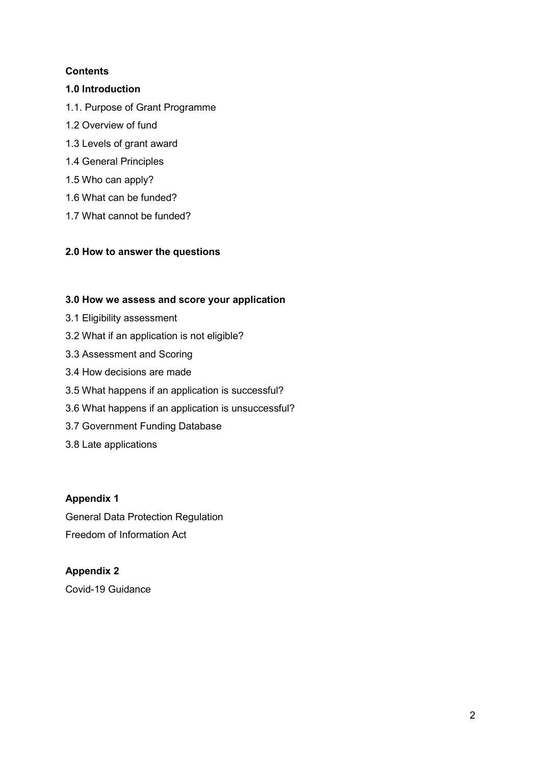**Contents**

**1.0 Introduction**

1.1. Purpose of Grant Programme

1.2 Overview of fund

1.3 Levels of grant award

1.4 General Principles

1.5 Who can apply?

1.6 What can be funded?

1.7 What cannot be funded?

**2.0 How to answer the questions**

**3.0 How we assess and score your application**

3.1 Eligibility assessment

3.2 What if an application is not eligible?

3.3 Assessment and Scoring

3.4 How decisions are made

3.5 What happens if an application is successful?

3.6 What happens if an application is unsuccessful?

3.7 Government Funding Database

3.8 Late applications

**Appendix 1**

General Data Protection Regulation

Freedom of Information Act

**Appendix 2**

Covid-19 Guidance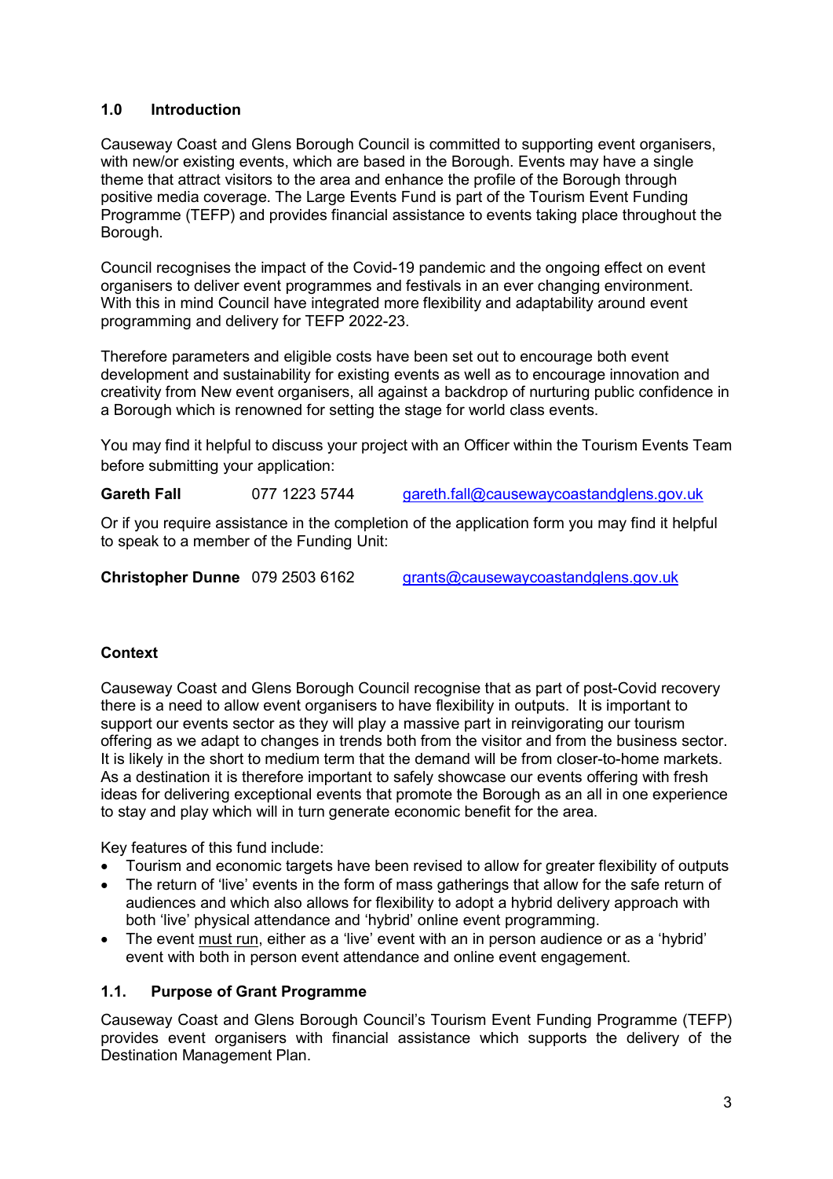## 1.0 Introduction

Causeway Coast and Glens Borough Council is committed to supporting event organisers, with new/or existing events, which are based in the Borough. Events may have a single theme that attract visitors to the area and enhance the profile of the Borough through positive media coverage. The Large Events Fund is part of the Tourism Event Funding Programme (TEFP) and provides financial assistance to events taking place throughout the Borough.

Council recognises the impact of the Covid-19 pandemic and the ongoing effect on event organisers to deliver event programmes and festivals in an ever changing environment. With this in mind Council have integrated more flexibility and adaptability around event programming and delivery for TEFP 2022-23.

Therefore parameters and eligible costs have been set out to encourage both event development and sustainability for existing events as well as to encourage innovation and creativity from New event organisers, all against a backdrop of nurturing public confidence in a Borough which is renowned for setting the stage for world class events.

You may find it helpful to discuss your project with an Officer within the Tourism Events Team before submitting your application:

**Gareth Fall** 077 1223 5744 gareth.fall@causewaycoastandglens.gov.uk

Or if you require assistance in the completion of the application form you may find it helpful to speak to a member of the Funding Unit:

**Christopher Dunne** 079 2503 6162 grants@causewaycoastandglens.gov.uk

### Context

Causeway Coast and Glens Borough Council recognise that as part of post-Covid recovery there is a need to allow event organisers to have flexibility in outputs. It is important to support our events sector as they will play a massive part in reinvigorating our tourism offering as we adapt to changes in trends both from the visitor and from the business sector. It is likely in the short to medium term that the demand will be from closer-to-home markets. As a destination it is therefore important to safely showcase our events offering with fresh ideas for delivering exceptional events that promote the Borough as an all in one experience to stay and play which will in turn generate economic benefit for the area.

Key features of this fund include:

- Tourism and economic targets have been revised to allow for greater flexibility of outputs
- The return of 'live' events in the form of mass gatherings that allow for the safe return of audiences and which also allows for flexibility to adopt a hybrid delivery approach with both 'live' physical attendance and 'hybrid' online event programming.
- The event must run, either as a 'live' event with an in person audience or as a 'hybrid' event with both in person event attendance and online event engagement.

### 1.1. Purpose of Grant Programme

Causeway Coast and Glens Borough Council's Tourism Event Funding Programme (TEFP) provides event organisers with financial assistance which supports the delivery of the Destination Management Plan.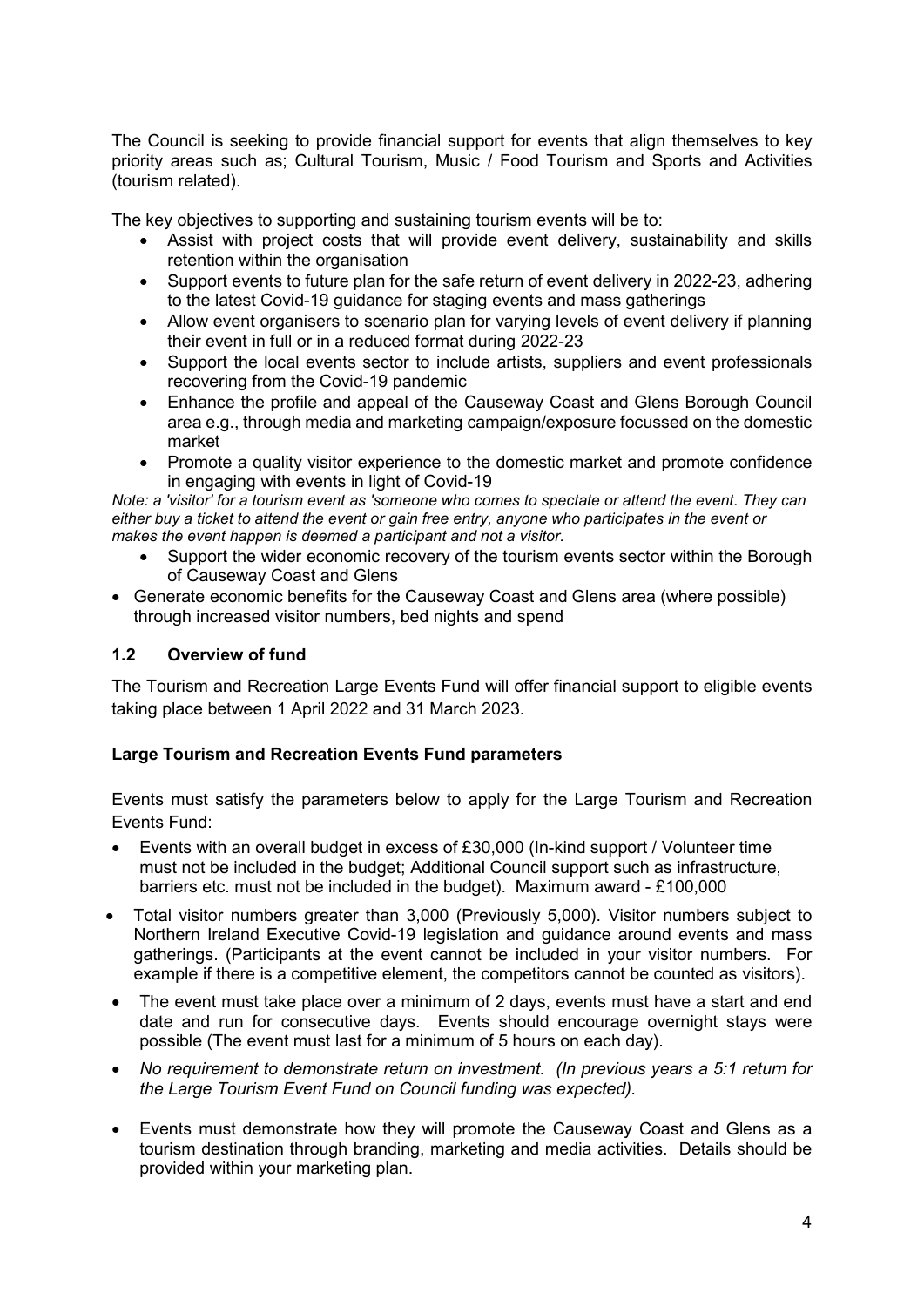The Council is seeking to provide financial support for events that align themselves to key priority areas such as; Cultural Tourism, Music / Food Tourism and Sports and Activities (tourism related).

The key objectives to supporting and sustaining tourism events will be to:

- Assist with project costs that will provide event delivery, sustainability and skills retention within the organisation
- Support events to future plan for the safe return of event delivery in 2022-23, adhering to the latest Covid-19 guidance for staging events and mass gatherings
- Allow event organisers to scenario plan for varying levels of event delivery if planning their event in full or in a reduced format during 2022-23
- Support the local events sector to include artists, suppliers and event professionals recovering from the Covid-19 pandemic
- Enhance the profile and appeal of the Causeway Coast and Glens Borough Council area e.g., through media and marketing campaign/exposure focussed on the domestic market
- Promote a quality visitor experience to the domestic market and promote confidence in engaging with events in light of Covid-19

*Note: a 'visitor' for a tourism event as 'someone who comes to spectate or attend the event. They can either buy a ticket to attend the event or gain free entry, anyone who participates in the event or makes the event happen is deemed a participant and not a visitor.*

- Support the wider economic recovery of the tourism events sector within the Borough of Causeway Coast and Glens
- Generate economic benefits for the Causeway Coast and Glens area (where possible) through increased visitor numbers, bed nights and spend

### 1.2 Overview of fund

The Tourism and Recreation Large Events Fund will offer financial support to eligible events taking place between 1 April 2022 and 31 March 2023.

**Large Tourism and Recreation Events Fund parameters**

Events must satisfy the parameters below to apply for the Large Tourism and Recreation Events Fund:

- Events with an overall budget in excess of £30,000 (In-kind support / Volunteer time must not be included in the budget; Additional Council support such as infrastructure, barriers etc. must not be included in the budget). Maximum award - £100,000
- Total visitor numbers greater than 3,000 (Previously 5,000). Visitor numbers subject to Northern Ireland Executive Covid-19 legislation and guidance around events and mass gatherings. (Participants at the event cannot be included in your visitor numbers. For example if there is a competitive element, the competitors cannot be counted as visitors).
- The event must take place over a minimum of 2 days, events must have a start and end date and run for consecutive days. Events should encourage overnight stays were possible (The event must last for a minimum of 5 hours on each day).
- *No requirement to demonstrate return on investment. (In previous years a 5:1 return for the Large Tourism Event Fund on Council funding was expected).*
- Events must demonstrate how they will promote the Causeway Coast and Glens as a tourism destination through branding, marketing and media activities. Details should be provided within your marketing plan.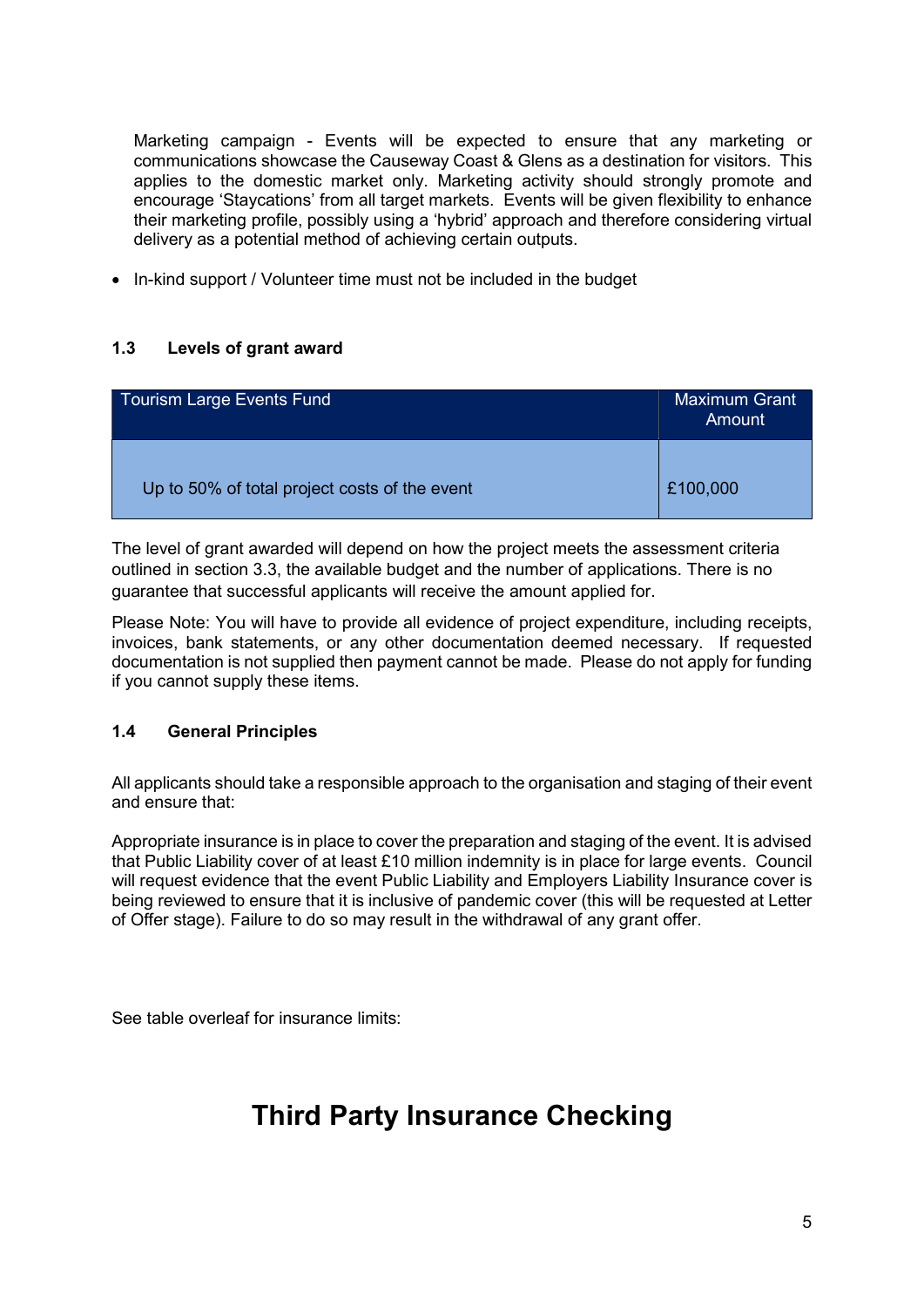Marketing campaign - Events will be expected to ensure that any marketing or communications showcase the Causeway Coast & Glens as a destination for visitors. This applies to the domestic market only. Marketing activity should strongly promote and encourage 'Staycations' from all target markets. Events will be given flexibility to enhance their marketing profile, possibly using a 'hybrid' approach and therefore considering virtual delivery as a potential method of achieving certain outputs.

- In-kind support / Volunteer time must not be included in the budget

### 1.3 Levels of grant award

| Tourism Large Events Fund | Maximum Grant Amount |
|---|---|
| Up to 50% of total project costs of the event | £100,000 |

The level of grant awarded will depend on how the project meets the assessment criteria outlined in section 3.3, the available budget and the number of applications. There is no guarantee that successful applicants will receive the amount applied for.

Please Note: You will have to provide all evidence of project expenditure, including receipts, invoices, bank statements, or any other documentation deemed necessary. If requested documentation is not supplied then payment cannot be made. Please do not apply for funding if you cannot supply these items.

### 1.4 General Principles

All applicants should take a responsible approach to the organisation and staging of their event and ensure that:

Appropriate insurance is in place to cover the preparation and staging of the event. It is advised that Public Liability cover of at least £10 million indemnity is in place for large events. Council will request evidence that the event Public Liability and Employers Liability Insurance cover is being reviewed to ensure that it is inclusive of pandemic cover (this will be requested at Letter of Offer stage). Failure to do so may result in the withdrawal of any grant offer.

See table overleaf for insurance limits:

## Third Party Insurance Checking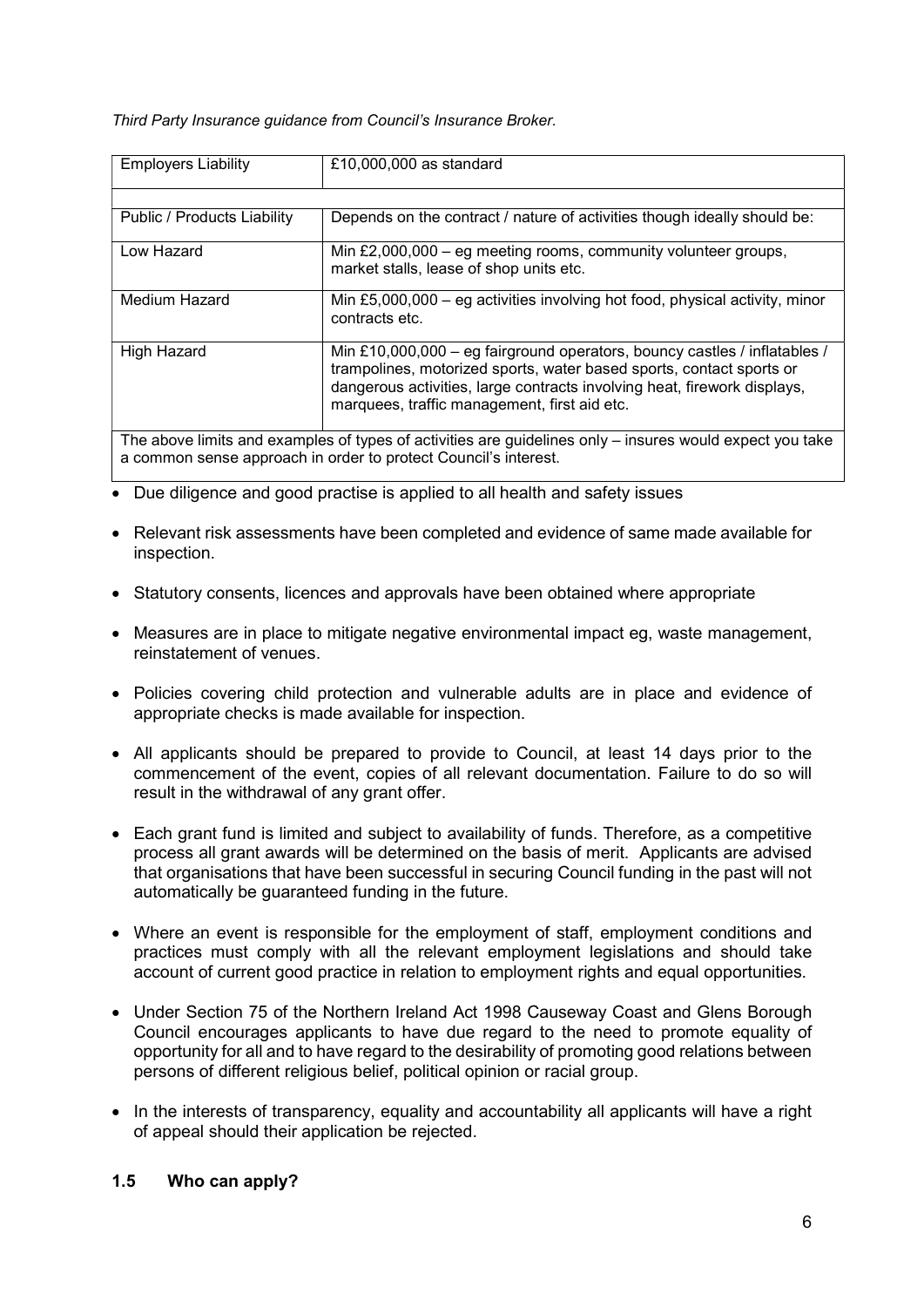*Third Party Insurance guidance from Council's Insurance Broker.*

| Employers Liability | £10,000,000 as standard |
| --- | --- |
| | |
| Public / Products Liability | Depends on the contract / nature of activities though ideally should be: |
| Low Hazard | Min £2,000,000 – eg meeting rooms, community volunteer groups, market stalls, lease of shop units etc. |
| Medium Hazard | Min £5,000,000 – eg activities involving hot food, physical activity, minor contracts etc. |
| High Hazard | Min £10,000,000 – eg fairground operators, bouncy castles / inflatables / trampolines, motorized sports, water based sports, contact sports or dangerous activities, large contracts involving heat, firework displays, marquees, traffic management, first aid etc. |
| The above limits and examples of types of activities are guidelines only – insures would expect you take a common sense approach in order to protect Council's interest. | |

- Due diligence and good practise is applied to all health and safety issues
- Relevant risk assessments have been completed and evidence of same made available for inspection.
- Statutory consents, licences and approvals have been obtained where appropriate
- Measures are in place to mitigate negative environmental impact eg, waste management, reinstatement of venues.
- Policies covering child protection and vulnerable adults are in place and evidence of appropriate checks is made available for inspection.
- All applicants should be prepared to provide to Council, at least 14 days prior to the commencement of the event, copies of all relevant documentation. Failure to do so will result in the withdrawal of any grant offer.
- Each grant fund is limited and subject to availability of funds. Therefore, as a competitive process all grant awards will be determined on the basis of merit. Applicants are advised that organisations that have been successful in securing Council funding in the past will not automatically be guaranteed funding in the future.
- Where an event is responsible for the employment of staff, employment conditions and practices must comply with all the relevant employment legislations and should take account of current good practice in relation to employment rights and equal opportunities.
- Under Section 75 of the Northern Ireland Act 1998 Causeway Coast and Glens Borough Council encourages applicants to have due regard to the need to promote equality of opportunity for all and to have regard to the desirability of promoting good relations between persons of different religious belief, political opinion or racial group.
- In the interests of transparency, equality and accountability all applicants will have a right of appeal should their application be rejected.

### 1.5 Who can apply?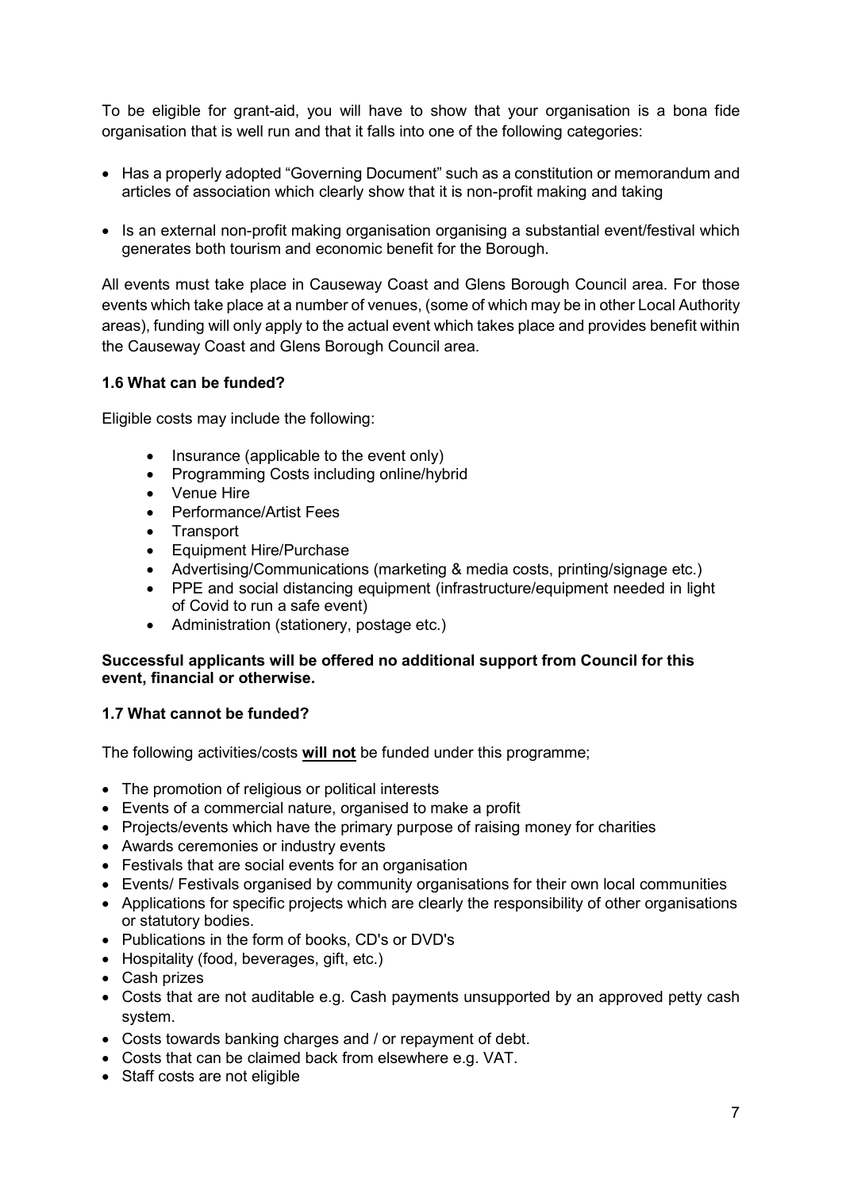To be eligible for grant-aid, you will have to show that your organisation is a bona fide organisation that is well run and that it falls into one of the following categories:

- Has a properly adopted "Governing Document" such as a constitution or memorandum and articles of association which clearly show that it is non-profit making and taking
- Is an external non-profit making organisation organising a substantial event/festival which generates both tourism and economic benefit for the Borough.

All events must take place in Causeway Coast and Glens Borough Council area. For those events which take place at a number of venues, (some of which may be in other Local Authority areas), funding will only apply to the actual event which takes place and provides benefit within the Causeway Coast and Glens Borough Council area.

### 1.6 What can be funded?

Eligible costs may include the following:

- Insurance (applicable to the event only)
- Programming Costs including online/hybrid
- Venue Hire
- Performance/Artist Fees
- Transport
- Equipment Hire/Purchase
- Advertising/Communications (marketing & media costs, printing/signage etc.)
- PPE and social distancing equipment (infrastructure/equipment needed in light of Covid to run a safe event)
- Administration (stationery, postage etc.)

**Successful applicants will be offered no additional support from Council for this event, financial or otherwise.**

### 1.7 What cannot be funded?

The following activities/costs **will not** be funded under this programme;

- The promotion of religious or political interests
- Events of a commercial nature, organised to make a profit
- Projects/events which have the primary purpose of raising money for charities
- Awards ceremonies or industry events
- Festivals that are social events for an organisation
- Events/ Festivals organised by community organisations for their own local communities
- Applications for specific projects which are clearly the responsibility of other organisations or statutory bodies.
- Publications in the form of books, CD's or DVD's
- Hospitality (food, beverages, gift, etc.)
- Cash prizes
- Costs that are not auditable e.g. Cash payments unsupported by an approved petty cash system.
- Costs towards banking charges and / or repayment of debt.
- Costs that can be claimed back from elsewhere e.g. VAT.
- Staff costs are not eligible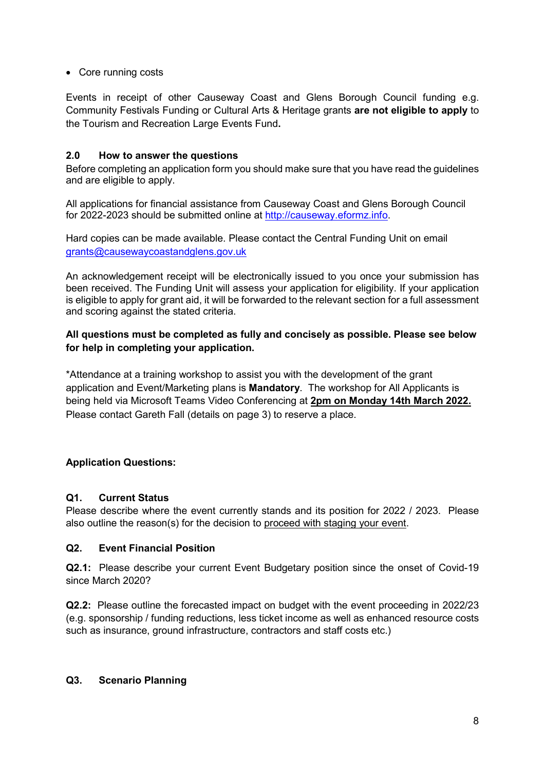- Core running costs

Events in receipt of other Causeway Coast and Glens Borough Council funding e.g. Community Festivals Funding or Cultural Arts & Heritage grants **are not eligible to apply** to the Tourism and Recreation Large Events Fund**.**

## 2.0 How to answer the questions

Before completing an application form you should make sure that you have read the guidelines and are eligible to apply.

All applications for financial assistance from Causeway Coast and Glens Borough Council for 2022-2023 should be submitted online at [http://causeway.eformz.info](http://causeway.eformz.info).

Hard copies can be made available. Please contact the Central Funding Unit on email [grants@causewaycoastandglens.gov.uk](mailto:grants@causewaycoastandglens.gov.uk)

An acknowledgement receipt will be electronically issued to you once your submission has been received. The Funding Unit will assess your application for eligibility. If your application is eligible to apply for grant aid, it will be forwarded to the relevant section for a full assessment and scoring against the stated criteria.

**All questions must be completed as fully and concisely as possible. Please see below for help in completing your application.**

*Attendance at a training workshop to assist you with the development of the grant application and Event/Marketing plans is **Mandatory**. The workshop for All Applicants is being held via Microsoft Teams Video Conferencing at **2pm on Monday 14th March 2022.** Please contact Gareth Fall (details on page 3) to reserve a place.

**Application Questions:**

### Q1. Current Status

Please describe where the event currently stands and its position for 2022 / 2023. Please also outline the reason(s) for the decision to proceed with staging your event.

### Q2. Event Financial Position

**Q2.1:** Please describe your current Event Budgetary position since the onset of Covid-19 since March 2020?

**Q2.2:** Please outline the forecasted impact on budget with the event proceeding in 2022/23 (e.g. sponsorship / funding reductions, less ticket income as well as enhanced resource costs such as insurance, ground infrastructure, contractors and staff costs etc.)

### Q3. Scenario Planning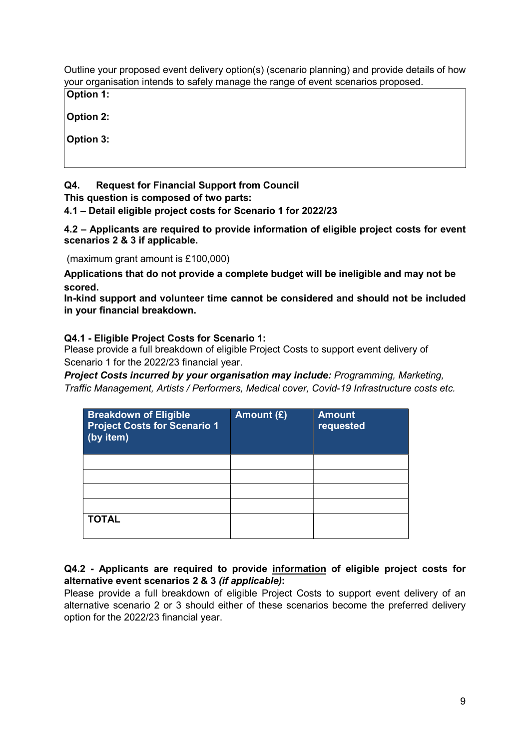Outline your proposed event delivery option(s) (scenario planning) and provide details of how your organisation intends to safely manage the range of event scenarios proposed.

| **Option 1:**<br><br>**Option 2:**<br><br>**Option 3:** |
|---|

**Q4. Request for Financial Support from Council**

**This question is composed of two parts:**

**4.1 – Detail eligible project costs for Scenario 1 for 2022/23**

**4.2 – Applicants are required to provide information of eligible project costs for event scenarios 2 & 3 if applicable.**

(maximum grant amount is £100,000)

**Applications that do not provide a complete budget will be ineligible and may not be scored.**

**In-kind support and volunteer time cannot be considered and should not be included in your financial breakdown.**

**Q4.1 - Eligible Project Costs for Scenario 1:**

Please provide a full breakdown of eligible Project Costs to support event delivery of Scenario 1 for the 2022/23 financial year.

***Project Costs incurred by your organisation may include:*** *Programming, Marketing, Traffic Management, Artists / Performers, Medical cover, Covid-19 Infrastructure costs etc.*

| Breakdown of Eligible Project Costs for Scenario 1 (by item) | Amount (£) | Amount requested |
|---|---|---|
| | | |
| | | |
| | | |
| | | |
| **TOTAL** | | |

**Q4.2 - Applicants are required to provide information of eligible project costs for alternative event scenarios 2 & 3 *(if applicable)*:**

Please provide a full breakdown of eligible Project Costs to support event delivery of an alternative scenario 2 or 3 should either of these scenarios become the preferred delivery option for the 2022/23 financial year.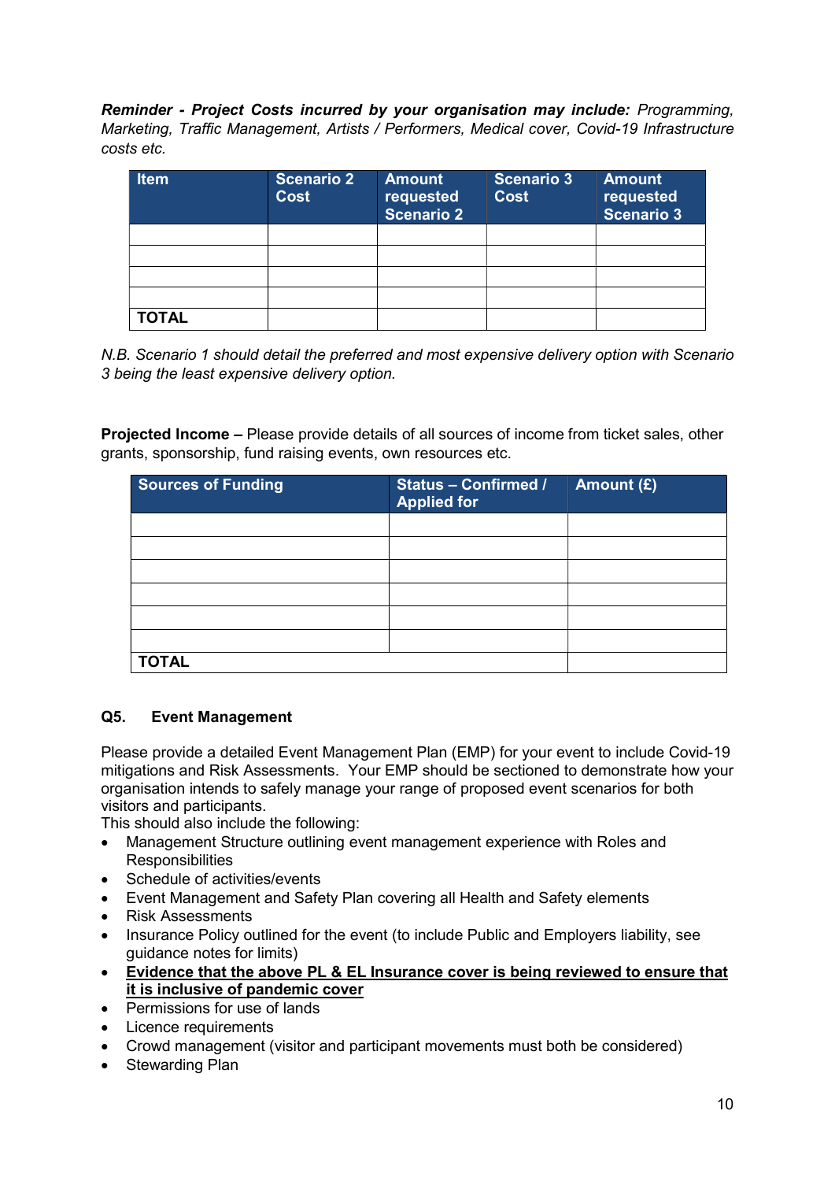***Reminder - Project Costs incurred by your organisation may include:*** *Programming, Marketing, Traffic Management, Artists / Performers, Medical cover, Covid-19 Infrastructure costs etc.*

| Item | Scenario 2 Cost | Amount requested Scenario 2 | Scenario 3 Cost | Amount requested Scenario 3 |
|---|---|---|---|---|
| | | | | |
| | | | | |
| | | | | |
| | | | | |
| **TOTAL** | | | | |

*N.B. Scenario 1 should detail the preferred and most expensive delivery option with Scenario 3 being the least expensive delivery option.*

**Projected Income –** Please provide details of all sources of income from ticket sales, other grants, sponsorship, fund raising events, own resources etc.

| Sources of Funding | Status – Confirmed / Applied for | Amount (£) |
|---|---|---|
| | | |
| | | |
| | | |
| | | |
| | | |
| | | |
| **TOTAL** | | |

### Q5. Event Management

Please provide a detailed Event Management Plan (EMP) for your event to include Covid-19 mitigations and Risk Assessments. Your EMP should be sectioned to demonstrate how your organisation intends to safely manage your range of proposed event scenarios for both visitors and participants.
This should also include the following:

- Management Structure outlining event management experience with Roles and Responsibilities
- Schedule of activities/events
- Event Management and Safety Plan covering all Health and Safety elements
- Risk Assessments
- Insurance Policy outlined for the event (to include Public and Employers liability, see guidance notes for limits)
- **<u>Evidence that the above PL & EL Insurance cover is being reviewed to ensure that it is inclusive of pandemic cover</u>**
- Permissions for use of lands
- Licence requirements
- Crowd management (visitor and participant movements must both be considered)
- Stewarding Plan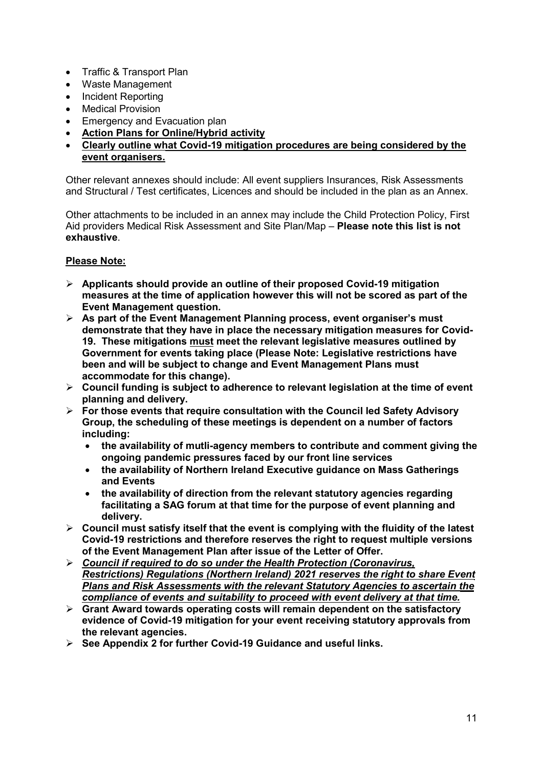- Traffic & Transport Plan
- Waste Management
- Incident Reporting
- Medical Provision
- Emergency and Evacuation plan
- **Action Plans for Online/Hybrid activity**
- **Clearly outline what Covid-19 mitigation procedures are being considered by the event organisers.**

Other relevant annexes should include: All event suppliers Insurances, Risk Assessments and Structural / Test certificates, Licences and should be included in the plan as an Annex.

Other attachments to be included in an annex may include the Child Protection Policy, First Aid providers Medical Risk Assessment and Site Plan/Map – **Please note this list is not exhaustive**.

**Please Note:**

- **Applicants should provide an outline of their proposed Covid-19 mitigation measures at the time of application however this will not be scored as part of the Event Management question.**
- **As part of the Event Management Planning process, event organiser's must demonstrate that they have in place the necessary mitigation measures for Covid-19. These mitigations must meet the relevant legislative measures outlined by Government for events taking place (Please Note: Legislative restrictions have been and will be subject to change and Event Management Plans must accommodate for this change).**
- **Council funding is subject to adherence to relevant legislation at the time of event planning and delivery.**
- **For those events that require consultation with the Council led Safety Advisory Group, the scheduling of these meetings is dependent on a number of factors including:**
  - **the availability of mutli-agency members to contribute and comment giving the ongoing pandemic pressures faced by our front line services**
  - **the availability of Northern Ireland Executive guidance on Mass Gatherings and Events**
  - **the availability of direction from the relevant statutory agencies regarding facilitating a SAG forum at that time for the purpose of event planning and delivery.**
- **Council must satisfy itself that the event is complying with the fluidity of the latest Covid-19 restrictions and therefore reserves the right to request multiple versions of the Event Management Plan after issue of the Letter of Offer.**
- ***Council if required to do so under the Health Protection (Coronavirus, Restrictions) Regulations (Northern Ireland) 2021 reserves the right to share Event Plans and Risk Assessments with the relevant Statutory Agencies to ascertain the compliance of events and suitability to proceed with event delivery at that time.***
- **Grant Award towards operating costs will remain dependent on the satisfactory evidence of Covid-19 mitigation for your event receiving statutory approvals from the relevant agencies.**
- **See Appendix 2 for further Covid-19 Guidance and useful links.**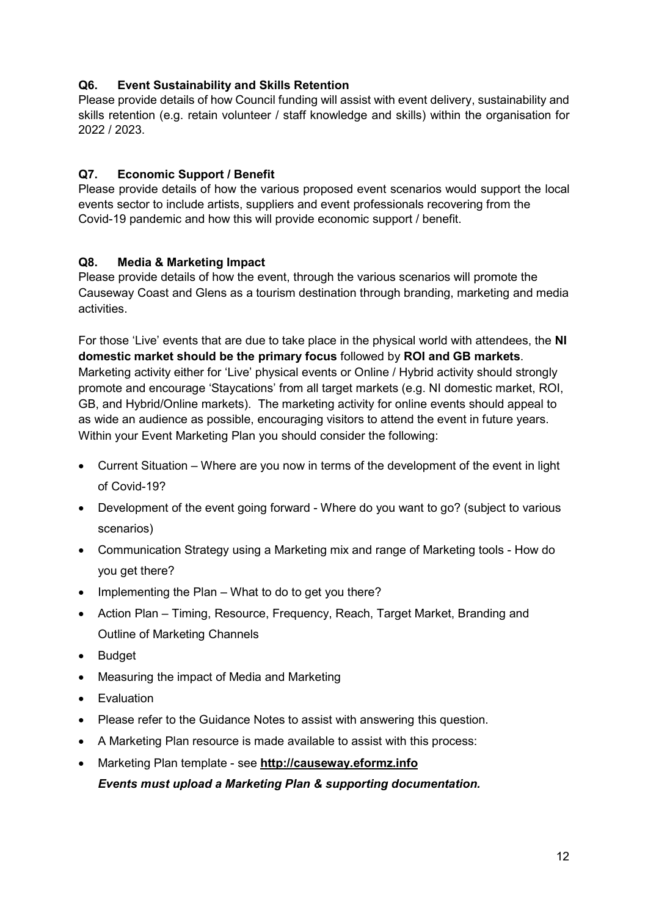### Q6. Event Sustainability and Skills Retention

Please provide details of how Council funding will assist with event delivery, sustainability and skills retention (e.g. retain volunteer / staff knowledge and skills) within the organisation for 2022 / 2023.

### Q7. Economic Support / Benefit

Please provide details of how the various proposed event scenarios would support the local events sector to include artists, suppliers and event professionals recovering from the Covid-19 pandemic and how this will provide economic support / benefit.

### Q8. Media & Marketing Impact

Please provide details of how the event, through the various scenarios will promote the Causeway Coast and Glens as a tourism destination through branding, marketing and media activities.

For those 'Live' events that are due to take place in the physical world with attendees, the **NI domestic market should be the primary focus** followed by **ROI and GB markets**. Marketing activity either for 'Live' physical events or Online / Hybrid activity should strongly promote and encourage 'Staycations' from all target markets (e.g. NI domestic market, ROI, GB, and Hybrid/Online markets). The marketing activity for online events should appeal to as wide an audience as possible, encouraging visitors to attend the event in future years. Within your Event Marketing Plan you should consider the following:

- Current Situation – Where are you now in terms of the development of the event in light of Covid-19?
- Development of the event going forward - Where do you want to go? (subject to various scenarios)
- Communication Strategy using a Marketing mix and range of Marketing tools - How do you get there?
- Implementing the Plan – What to do to get you there?
- Action Plan – Timing, Resource, Frequency, Reach, Target Market, Branding and Outline of Marketing Channels
- Budget
- Measuring the impact of Media and Marketing
- Evaluation
- Please refer to the Guidance Notes to assist with answering this question.
- A Marketing Plan resource is made available to assist with this process:
- Marketing Plan template - see **http://causeway.eformz.info**

  ***Events must upload a Marketing Plan & supporting documentation.***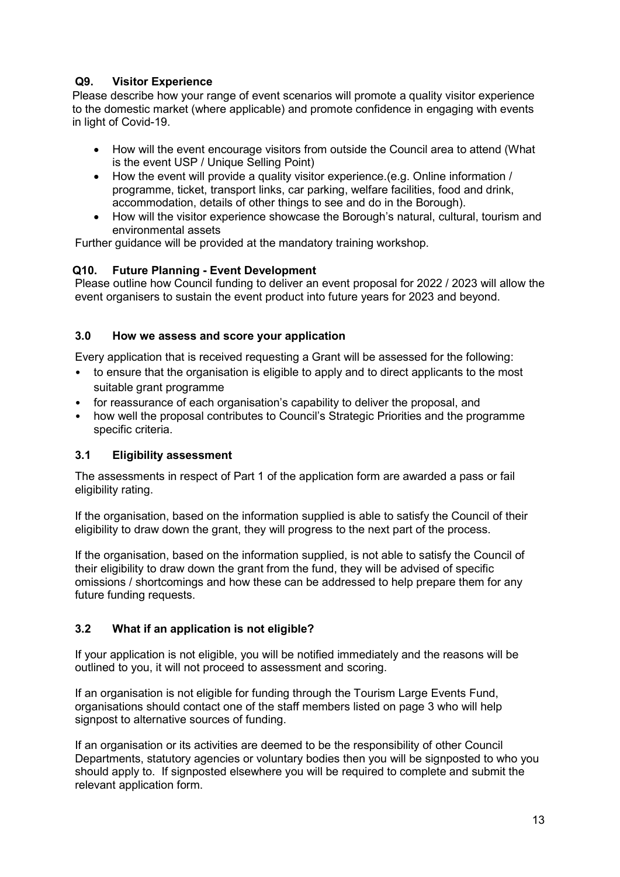### Q9. Visitor Experience

Please describe how your range of event scenarios will promote a quality visitor experience to the domestic market (where applicable) and promote confidence in engaging with events in light of Covid-19.

- How will the event encourage visitors from outside the Council area to attend (What is the event USP / Unique Selling Point)
- How the event will provide a quality visitor experience.(e.g. Online information / programme, ticket, transport links, car parking, welfare facilities, food and drink, accommodation, details of other things to see and do in the Borough).
- How will the visitor experience showcase the Borough's natural, cultural, tourism and environmental assets

Further guidance will be provided at the mandatory training workshop.

### Q10. Future Planning - Event Development

Please outline how Council funding to deliver an event proposal for 2022 / 2023 will allow the event organisers to sustain the event product into future years for 2023 and beyond.

## 3.0 How we assess and score your application

Every application that is received requesting a Grant will be assessed for the following:

- to ensure that the organisation is eligible to apply and to direct applicants to the most suitable grant programme
- for reassurance of each organisation's capability to deliver the proposal, and
- how well the proposal contributes to Council's Strategic Priorities and the programme specific criteria.

### 3.1 Eligibility assessment

The assessments in respect of Part 1 of the application form are awarded a pass or fail eligibility rating.

If the organisation, based on the information supplied is able to satisfy the Council of their eligibility to draw down the grant, they will progress to the next part of the process.

If the organisation, based on the information supplied, is not able to satisfy the Council of their eligibility to draw down the grant from the fund, they will be advised of specific omissions / shortcomings and how these can be addressed to help prepare them for any future funding requests.

### 3.2 What if an application is not eligible?

If your application is not eligible, you will be notified immediately and the reasons will be outlined to you, it will not proceed to assessment and scoring.

If an organisation is not eligible for funding through the Tourism Large Events Fund, organisations should contact one of the staff members listed on page 3 who will help signpost to alternative sources of funding.

If an organisation or its activities are deemed to be the responsibility of other Council Departments, statutory agencies or voluntary bodies then you will be signposted to who you should apply to. If signposted elsewhere you will be required to complete and submit the relevant application form.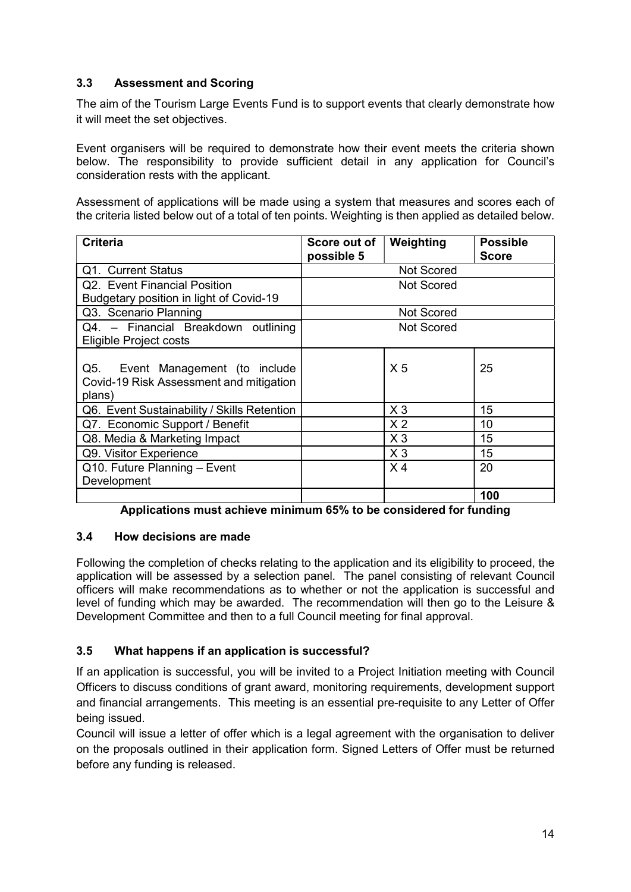### 3.3 Assessment and Scoring

The aim of the Tourism Large Events Fund is to support events that clearly demonstrate how it will meet the set objectives.

Event organisers will be required to demonstrate how their event meets the criteria shown below. The responsibility to provide sufficient detail in any application for Council's consideration rests with the applicant.

Assessment of applications will be made using a system that measures and scores each of the criteria listed below out of a total of ten points. Weighting is then applied as detailed below.

| Criteria | Score out of possible 5 | Weighting | Possible Score |
|---|---|---|---|
| Q1. Current Status | Not Scored | | |
| Q2. Event Financial Position Budgetary position in light of Covid-19 | Not Scored | | |
| Q3. Scenario Planning | Not Scored | | |
| Q4. – Financial Breakdown outlining Eligible Project costs | Not Scored | | |
| Q5. Event Management (to include Covid-19 Risk Assessment and mitigation plans) | | X 5 | 25 |
| Q6. Event Sustainability / Skills Retention | | X 3 | 15 |
| Q7. Economic Support / Benefit | | X 2 | 10 |
| Q8. Media & Marketing Impact | | X 3 | 15 |
| Q9. Visitor Experience | | X 3 | 15 |
| Q10. Future Planning – Event Development | | X 4 | 20 |
| | | | **100** |

**Applications must achieve minimum 65% to be considered for funding**

### 3.4 How decisions are made

Following the completion of checks relating to the application and its eligibility to proceed, the application will be assessed by a selection panel. The panel consisting of relevant Council officers will make recommendations as to whether or not the application is successful and level of funding which may be awarded. The recommendation will then go to the Leisure & Development Committee and then to a full Council meeting for final approval.

### 3.5 What happens if an application is successful?

If an application is successful, you will be invited to a Project Initiation meeting with Council Officers to discuss conditions of grant award, monitoring requirements, development support and financial arrangements. This meeting is an essential pre-requisite to any Letter of Offer being issued.

Council will issue a letter of offer which is a legal agreement with the organisation to deliver on the proposals outlined in their application form. Signed Letters of Offer must be returned before any funding is released.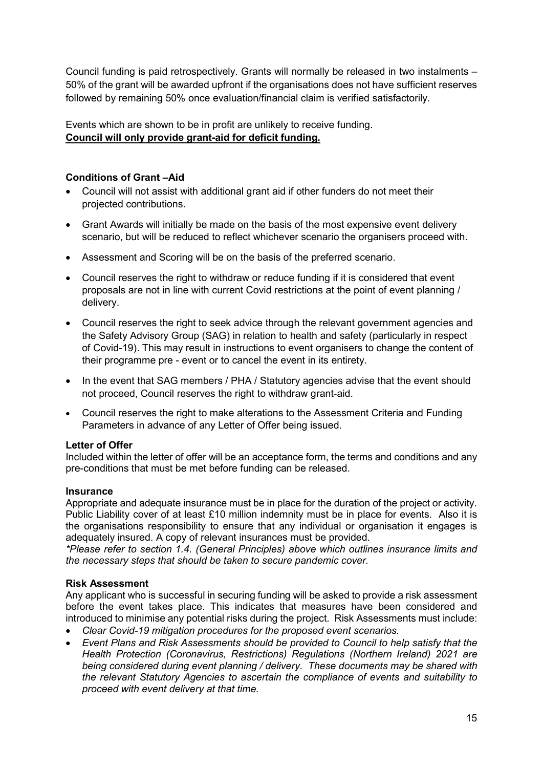Council funding is paid retrospectively. Grants will normally be released in two instalments – 50% of the grant will be awarded upfront if the organisations does not have sufficient reserves followed by remaining 50% once evaluation/financial claim is verified satisfactorily.

Events which are shown to be in profit are unlikely to receive funding.
**Council will only provide grant-aid for deficit funding.**

**Conditions of Grant –Aid**

- Council will not assist with additional grant aid if other funders do not meet their projected contributions.
- Grant Awards will initially be made on the basis of the most expensive event delivery scenario, but will be reduced to reflect whichever scenario the organisers proceed with.
- Assessment and Scoring will be on the basis of the preferred scenario.
- Council reserves the right to withdraw or reduce funding if it is considered that event proposals are not in line with current Covid restrictions at the point of event planning / delivery.
- Council reserves the right to seek advice through the relevant government agencies and the Safety Advisory Group (SAG) in relation to health and safety (particularly in respect of Covid-19). This may result in instructions to event organisers to change the content of their programme pre - event or to cancel the event in its entirety.
- In the event that SAG members / PHA / Statutory agencies advise that the event should not proceed, Council reserves the right to withdraw grant-aid.
- Council reserves the right to make alterations to the Assessment Criteria and Funding Parameters in advance of any Letter of Offer being issued.

**Letter of Offer**
Included within the letter of offer will be an acceptance form, the terms and conditions and any pre-conditions that must be met before funding can be released.

**Insurance**
Appropriate and adequate insurance must be in place for the duration of the project or activity. Public Liability cover of at least £10 million indemnity must be in place for events. Also it is the organisations responsibility to ensure that any individual or organisation it engages is adequately insured. A copy of relevant insurances must be provided.
*\*Please refer to section 1.4. (General Principles) above which outlines insurance limits and the necessary steps that should be taken to secure pandemic cover.*

**Risk Assessment**
Any applicant who is successful in securing funding will be asked to provide a risk assessment before the event takes place. This indicates that measures have been considered and introduced to minimise any potential risks during the project. Risk Assessments must include:

- *Clear Covid-19 mitigation procedures for the proposed event scenarios.*
- *Event Plans and Risk Assessments should be provided to Council to help satisfy that the Health Protection (Coronavirus, Restrictions) Regulations (Northern Ireland) 2021 are being considered during event planning / delivery. These documents may be shared with the relevant Statutory Agencies to ascertain the compliance of events and suitability to proceed with event delivery at that time.*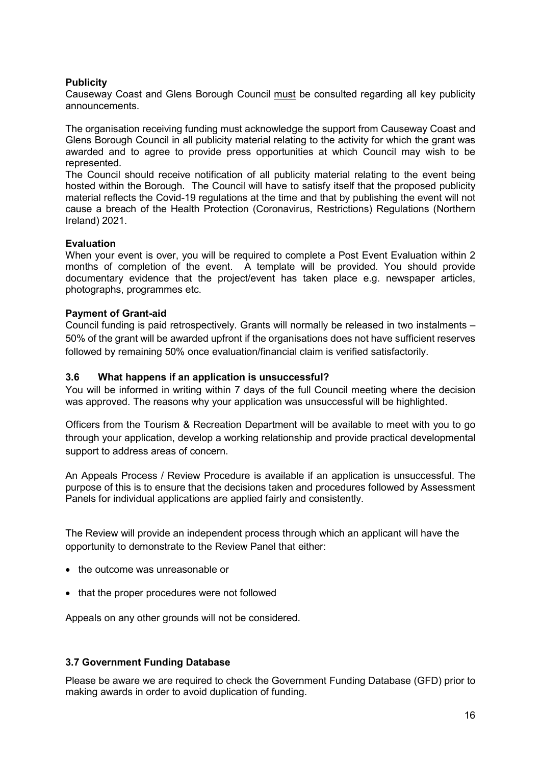**Publicity**

Causeway Coast and Glens Borough Council must be consulted regarding all key publicity announcements.

The organisation receiving funding must acknowledge the support from Causeway Coast and Glens Borough Council in all publicity material relating to the activity for which the grant was awarded and to agree to provide press opportunities at which Council may wish to be represented.

The Council should receive notification of all publicity material relating to the event being hosted within the Borough. The Council will have to satisfy itself that the proposed publicity material reflects the Covid-19 regulations at the time and that by publishing the event will not cause a breach of the Health Protection (Coronavirus, Restrictions) Regulations (Northern Ireland) 2021.

**Evaluation**

When your event is over, you will be required to complete a Post Event Evaluation within 2 months of completion of the event. A template will be provided. You should provide documentary evidence that the project/event has taken place e.g. newspaper articles, photographs, programmes etc.

**Payment of Grant-aid**

Council funding is paid retrospectively. Grants will normally be released in two instalments – 50% of the grant will be awarded upfront if the organisations does not have sufficient reserves followed by remaining 50% once evaluation/financial claim is verified satisfactorily.

### 3.6 What happens if an application is unsuccessful?

You will be informed in writing within 7 days of the full Council meeting where the decision was approved. The reasons why your application was unsuccessful will be highlighted.

Officers from the Tourism & Recreation Department will be available to meet with you to go through your application, develop a working relationship and provide practical developmental support to address areas of concern.

An Appeals Process / Review Procedure is available if an application is unsuccessful. The purpose of this is to ensure that the decisions taken and procedures followed by Assessment Panels for individual applications are applied fairly and consistently.

The Review will provide an independent process through which an applicant will have the opportunity to demonstrate to the Review Panel that either:

- the outcome was unreasonable or
- that the proper procedures were not followed

Appeals on any other grounds will not be considered.

### 3.7 Government Funding Database

Please be aware we are required to check the Government Funding Database (GFD) prior to making awards in order to avoid duplication of funding.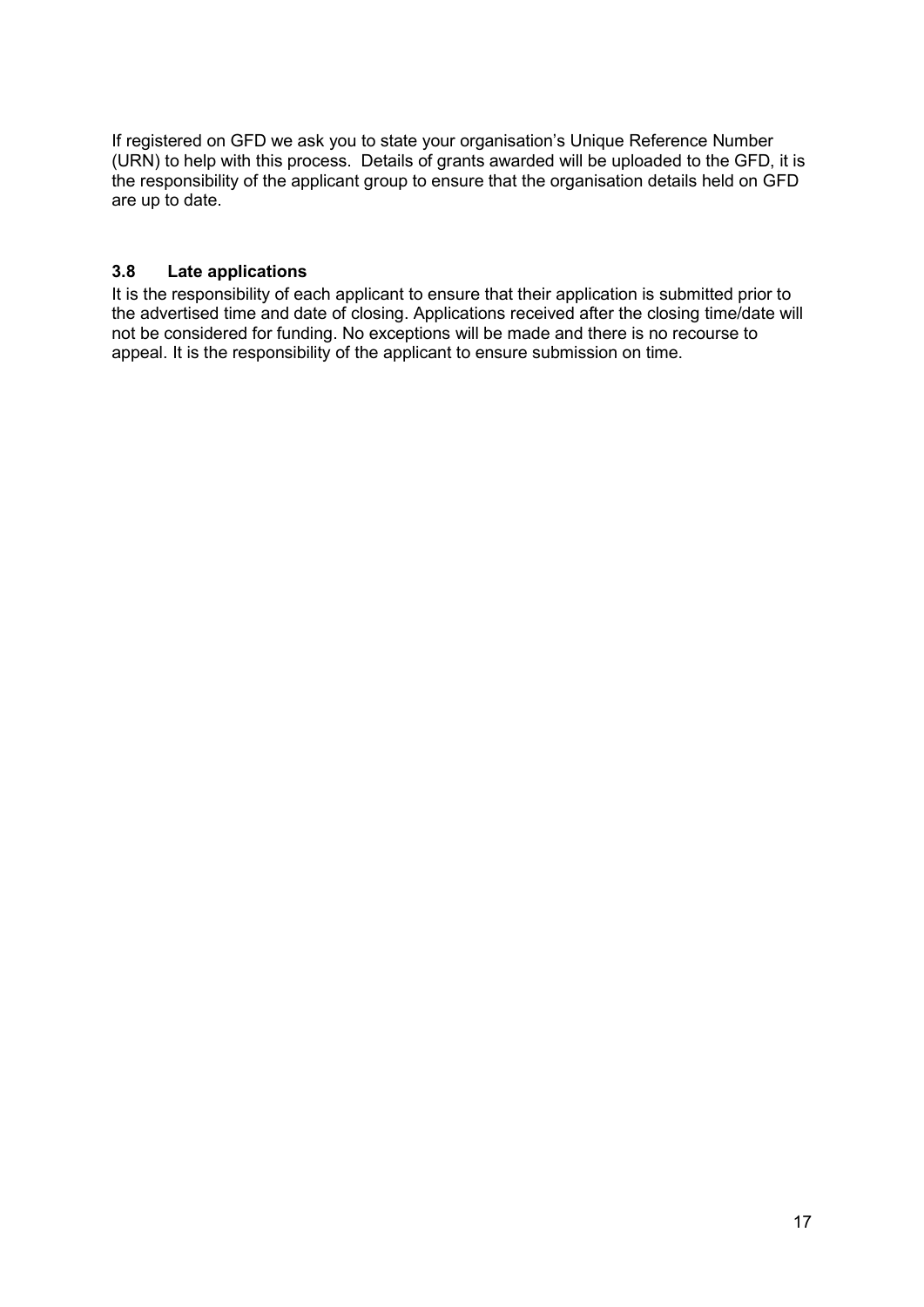If registered on GFD we ask you to state your organisation's Unique Reference Number (URN) to help with this process. Details of grants awarded will be uploaded to the GFD, it is the responsibility of the applicant group to ensure that the organisation details held on GFD are up to date.

### 3.8 Late applications

It is the responsibility of each applicant to ensure that their application is submitted prior to the advertised time and date of closing. Applications received after the closing time/date will not be considered for funding. No exceptions will be made and there is no recourse to appeal. It is the responsibility of the applicant to ensure submission on time.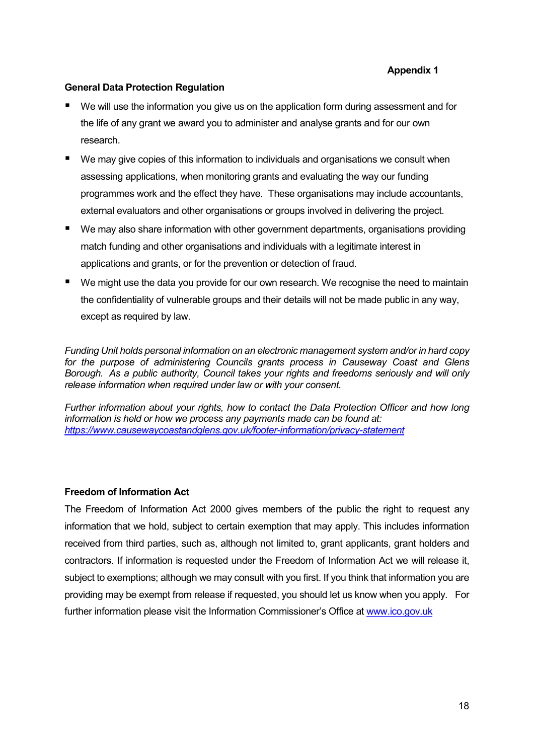**Appendix 1**

**General Data Protection Regulation**

- We will use the information you give us on the application form during assessment and for the life of any grant we award you to administer and analyse grants and for our own research.
- We may give copies of this information to individuals and organisations we consult when assessing applications, when monitoring grants and evaluating the way our funding programmes work and the effect they have. These organisations may include accountants, external evaluators and other organisations or groups involved in delivering the project.
- We may also share information with other government departments, organisations providing match funding and other organisations and individuals with a legitimate interest in applications and grants, or for the prevention or detection of fraud.
- We might use the data you provide for our own research. We recognise the need to maintain the confidentiality of vulnerable groups and their details will not be made public in any way, except as required by law.

*Funding Unit holds personal information on an electronic management system and/or in hard copy for the purpose of administering Councils grants process in Causeway Coast and Glens Borough. As a public authority, Council takes your rights and freedoms seriously and will only release information when required under law or with your consent.*

*Further information about your rights, how to contact the Data Protection Officer and how long information is held or how we process any payments made can be found at: [https://www.causewaycoastandglens.gov.uk/footer-information/privacy-statement](https://www.causewaycoastandglens.gov.uk/footer-information/privacy-statement)*

**Freedom of Information Act**

The Freedom of Information Act 2000 gives members of the public the right to request any information that we hold, subject to certain exemption that may apply. This includes information received from third parties, such as, although not limited to, grant applicants, grant holders and contractors. If information is requested under the Freedom of Information Act we will release it, subject to exemptions; although we may consult with you first. If you think that information you are providing may be exempt from release if requested, you should let us know when you apply. For further information please visit the Information Commissioner's Office at [www.ico.gov.uk](http://www.ico.gov.uk)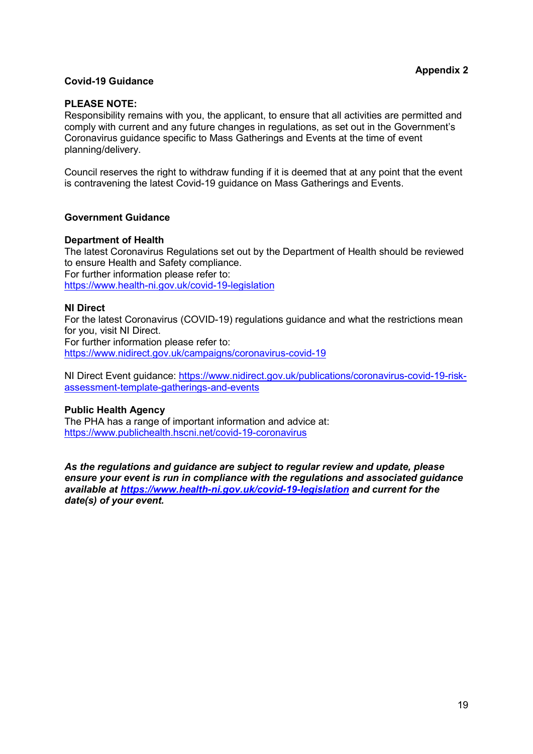**Appendix 2**

## Covid-19 Guidance

**PLEASE NOTE:**
Responsibility remains with you, the applicant, to ensure that all activities are permitted and comply with current and any future changes in regulations, as set out in the Government's Coronavirus guidance specific to Mass Gatherings and Events at the time of event planning/delivery.

Council reserves the right to withdraw funding if it is deemed that at any point that the event is contravening the latest Covid-19 guidance on Mass Gatherings and Events.

## Government Guidance

### Department of Health

The latest Coronavirus Regulations set out by the Department of Health should be reviewed to ensure Health and Safety compliance.
For further information please refer to:
https://www.health-ni.gov.uk/covid-19-legislation

### NI Direct

For the latest Coronavirus (COVID-19) regulations guidance and what the restrictions mean for you, visit NI Direct.
For further information please refer to:
https://www.nidirect.gov.uk/campaigns/coronavirus-covid-19

NI Direct Event guidance: https://www.nidirect.gov.uk/publications/coronavirus-covid-19-risk-assessment-template-gatherings-and-events

### Public Health Agency

The PHA has a range of important information and advice at:
https://www.publichealth.hscni.net/covid-19-coronavirus

***As the regulations and guidance are subject to regular review and update, please ensure your event is run in compliance with the regulations and associated guidance available at https://www.health-ni.gov.uk/covid-19-legislation and current for the date(s) of your event.***